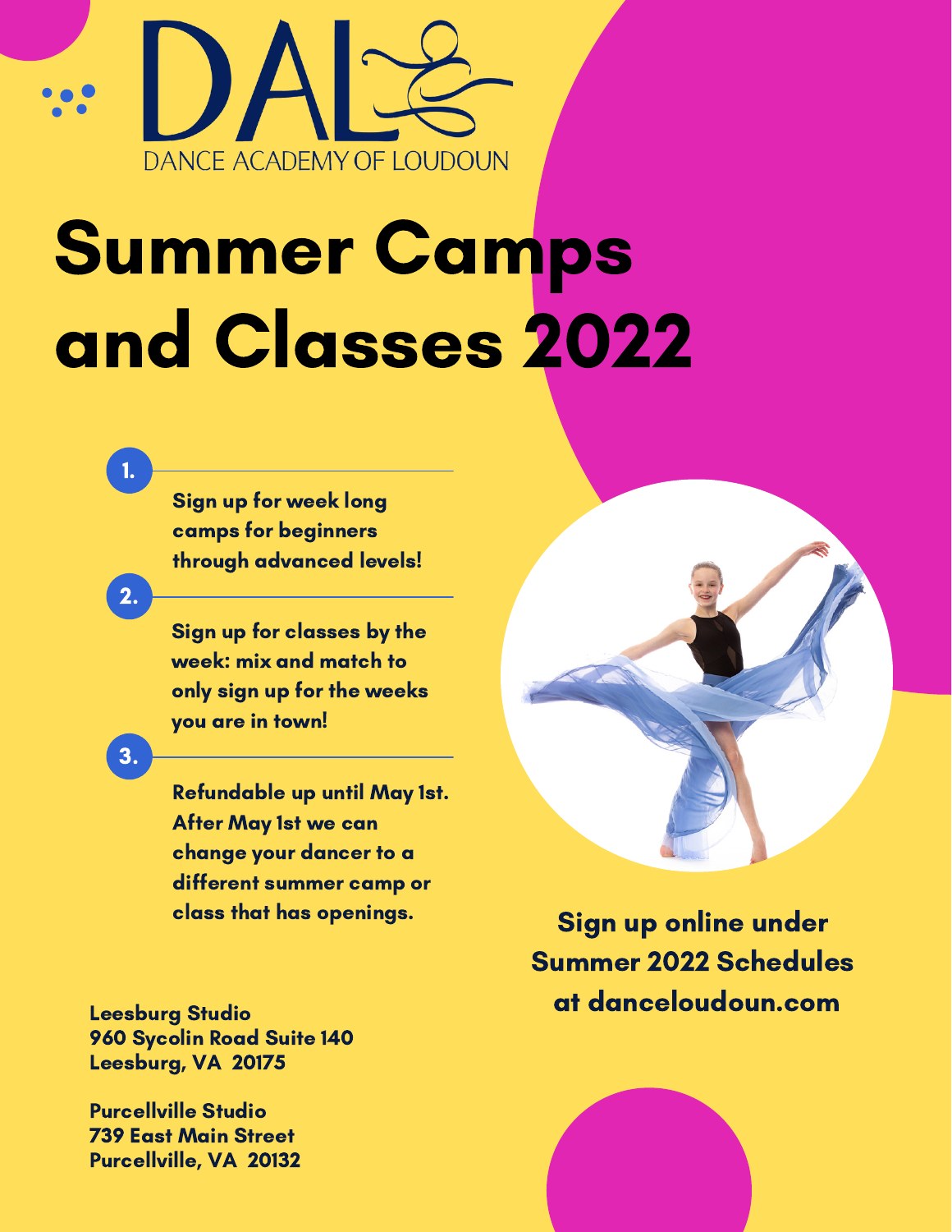DAL

DANCE ACADEMY OF LOUDOUN

# Summer Camps and Classes 2022

1. **Sign up for week long camps for beginners through advanced levels!**

2. **Sign up for classes by the week: mix and match to only sign up for the weeks you are in town!**

3. **Refundable up until May 1st. After May 1st we can change your dancer to a different summer camp or class that has openings.**

**Sign up online under Summer 2022 Schedules at danceloudoun.com**

**Leesburg Studio**
**960 Sycolin Road Suite 140**
**Leesburg, VA 20175**

**Purcellville Studio**
**739 East Main Street**
**Purcellville, VA 20132**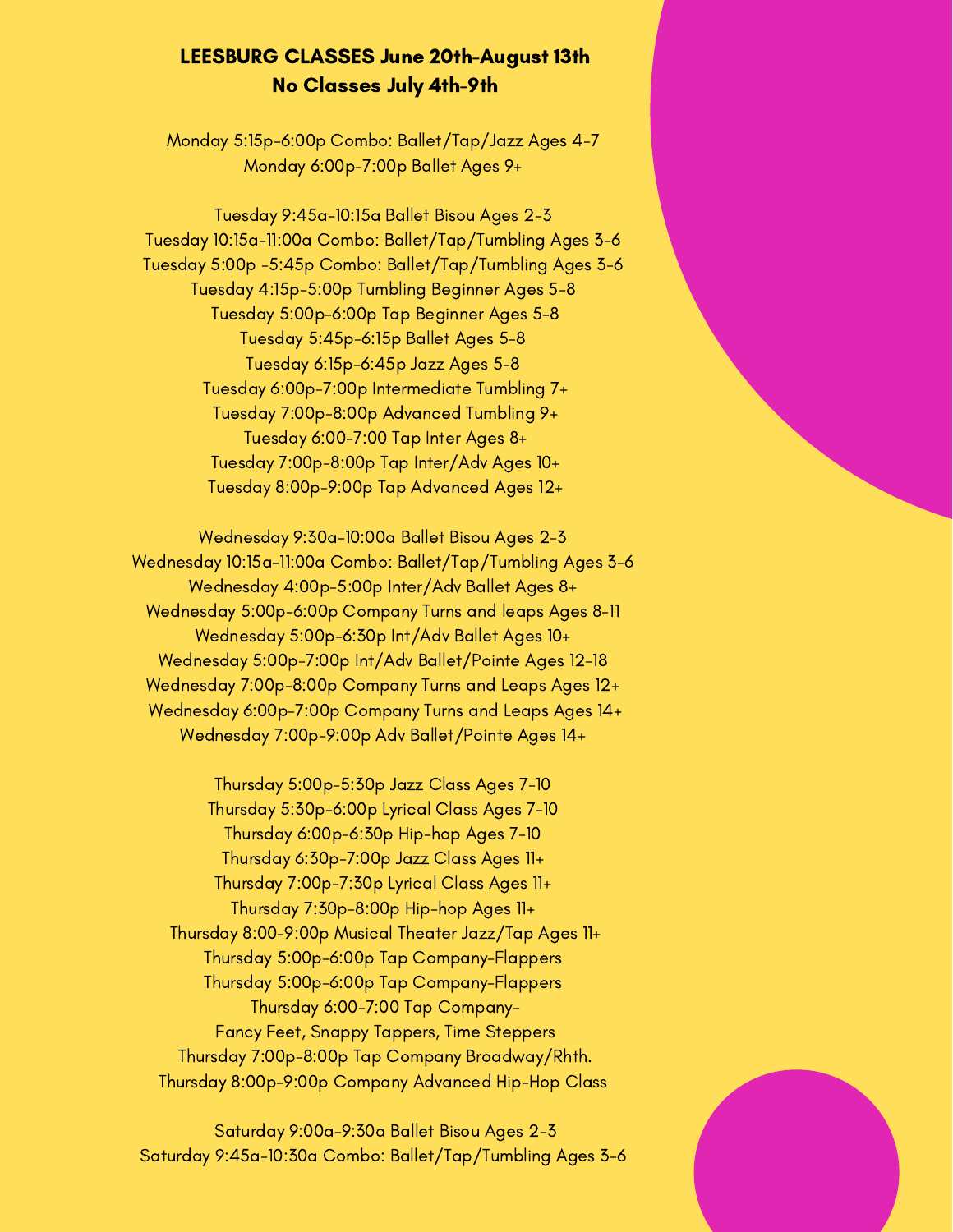**LEESBURG CLASSES June 20th-August 13th**
**No Classes July 4th-9th**

Monday 5:15p-6:00p Combo: Ballet/Tap/Jazz Ages 4-7
Monday 6:00p-7:00p Ballet Ages 9+

Tuesday 9:45a-10:15a Ballet Bisou Ages 2-3
Tuesday 10:15a-11:00a Combo: Ballet/Tap/Tumbling Ages 3-6
Tuesday 5:00p -5:45p Combo: Ballet/Tap/Tumbling Ages 3-6
Tuesday 4:15p-5:00p Tumbling Beginner Ages 5-8
Tuesday 5:00p-6:00p Tap Beginner Ages 5-8
Tuesday 5:45p-6:15p Ballet Ages 5-8
Tuesday 6:15p-6:45p Jazz Ages 5-8
Tuesday 6:00p-7:00p Intermediate Tumbling 7+
Tuesday 7:00p-8:00p Advanced Tumbling 9+
Tuesday 6:00-7:00 Tap Inter Ages 8+
Tuesday 7:00p-8:00p Tap Inter/Adv Ages 10+
Tuesday 8:00p-9:00p Tap Advanced Ages 12+

Wednesday 9:30a-10:00a Ballet Bisou Ages 2-3
Wednesday 10:15a-11:00a Combo: Ballet/Tap/Tumbling Ages 3-6
Wednesday 4:00p-5:00p Inter/Adv Ballet Ages 8+
Wednesday 5:00p-6:00p Company Turns and leaps Ages 8-11
Wednesday 5:00p-6:30p Int/Adv Ballet Ages 10+
Wednesday 5:00p-7:00p Int/Adv Ballet/Pointe Ages 12-18
Wednesday 7:00p-8:00p Company Turns and Leaps Ages 12+
Wednesday 6:00p-7:00p Company Turns and Leaps Ages 14+
Wednesday 7:00p-9:00p Adv Ballet/Pointe Ages 14+

Thursday 5:00p-5:30p Jazz Class Ages 7-10
Thursday 5:30p-6:00p Lyrical Class Ages 7-10
Thursday 6:00p-6:30p Hip-hop Ages 7-10
Thursday 6:30p-7:00p Jazz Class Ages 11+
Thursday 7:00p-7:30p Lyrical Class Ages 11+
Thursday 7:30p-8:00p Hip-hop Ages 11+
Thursday 8:00-9:00p Musical Theater Jazz/Tap Ages 11+
Thursday 5:00p-6:00p Tap Company-Flappers
Thursday 5:00p-6:00p Tap Company-Flappers
Thursday 6:00-7:00 Tap Company-
Fancy Feet, Snappy Tappers, Time Steppers
Thursday 7:00p-8:00p Tap Company Broadway/Rhth.
Thursday 8:00p-9:00p Company Advanced Hip-Hop Class

Saturday 9:00a-9:30a Ballet Bisou Ages 2-3
Saturday 9:45a-10:30a Combo: Ballet/Tap/Tumbling Ages 3-6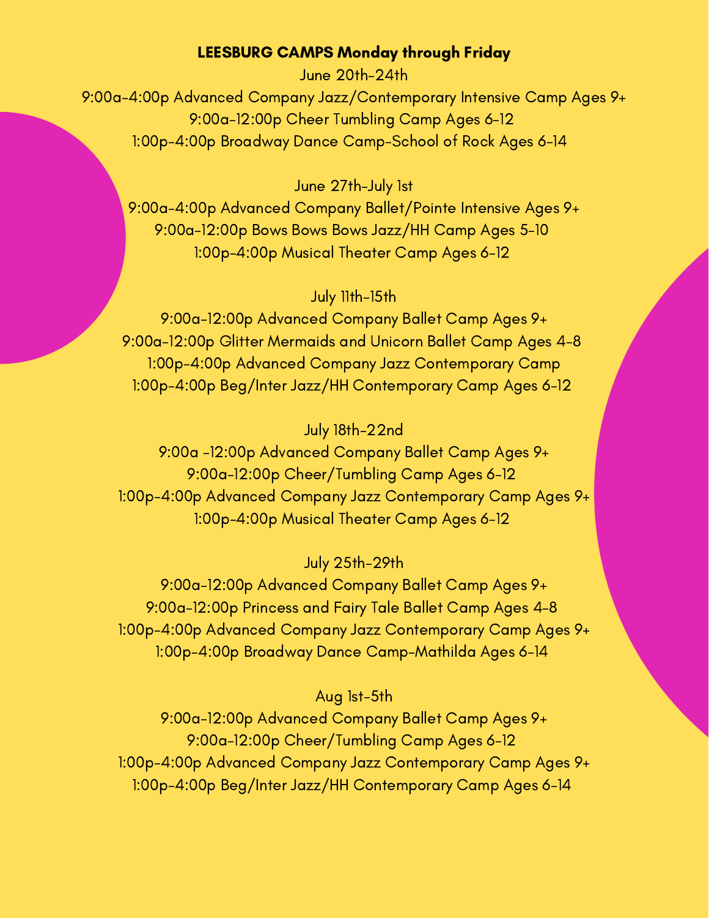## LEESBURG CAMPS Monday through Friday

June 20th-24th

9:00a-4:00p Advanced Company Jazz/Contemporary Intensive Camp Ages 9+
9:00a-12:00p Cheer Tumbling Camp Ages 6-12
1:00p-4:00p Broadway Dance Camp-School of Rock Ages 6-14

June 27th-July 1st

9:00a-4:00p Advanced Company Ballet/Pointe Intensive Ages 9+
9:00a-12:00p Bows Bows Bows Jazz/HH Camp Ages 5-10
1:00p-4:00p Musical Theater Camp Ages 6-12

July 11th-15th

9:00a-12:00p Advanced Company Ballet Camp Ages 9+
9:00a-12:00p Glitter Mermaids and Unicorn Ballet Camp Ages 4-8
1:00p-4:00p Advanced Company Jazz Contemporary Camp
1:00p-4:00p Beg/Inter Jazz/HH Contemporary Camp Ages 6-12

July 18th-22nd

9:00a -12:00p Advanced Company Ballet Camp Ages 9+
9:00a-12:00p Cheer/Tumbling Camp Ages 6-12
1:00p-4:00p Advanced Company Jazz Contemporary Camp Ages 9+
1:00p-4:00p Musical Theater Camp Ages 6-12

July 25th-29th

9:00a-12:00p Advanced Company Ballet Camp Ages 9+
9:00a-12:00p Princess and Fairy Tale Ballet Camp Ages 4-8
1:00p-4:00p Advanced Company Jazz Contemporary Camp Ages 9+
1:00p-4:00p Broadway Dance Camp-Mathilda Ages 6-14

Aug 1st-5th

9:00a-12:00p Advanced Company Ballet Camp Ages 9+
9:00a-12:00p Cheer/Tumbling Camp Ages 6-12
1:00p-4:00p Advanced Company Jazz Contemporary Camp Ages 9+
1:00p-4:00p Beg/Inter Jazz/HH Contemporary Camp Ages 6-14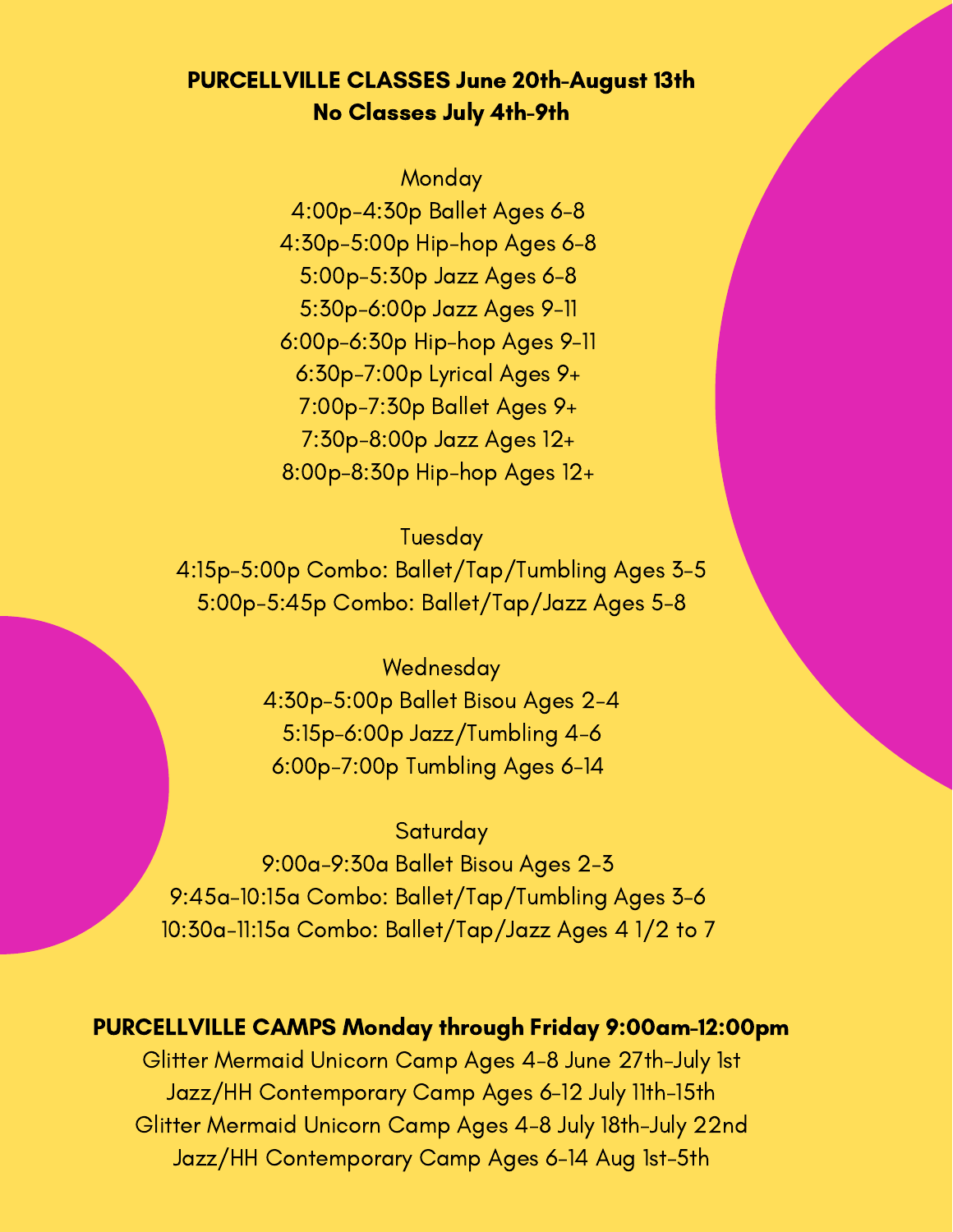**PURCELLVILLE CLASSES June 20th-August 13th**
**No Classes July 4th-9th**

Monday
4:00p-4:30p Ballet Ages 6-8
4:30p-5:00p Hip-hop Ages 6-8
5:00p-5:30p Jazz Ages 6-8
5:30p-6:00p Jazz Ages 9-11
6:00p-6:30p Hip-hop Ages 9-11
6:30p-7:00p Lyrical Ages 9+
7:00p-7:30p Ballet Ages 9+
7:30p-8:00p Jazz Ages 12+
8:00p-8:30p Hip-hop Ages 12+

Tuesday
4:15p-5:00p Combo: Ballet/Tap/Tumbling Ages 3-5
5:00p-5:45p Combo: Ballet/Tap/Jazz Ages 5-8

Wednesday
4:30p-5:00p Ballet Bisou Ages 2-4
5:15p-6:00p Jazz/Tumbling 4-6
6:00p-7:00p Tumbling Ages 6-14

Saturday
9:00a-9:30a Ballet Bisou Ages 2-3
9:45a-10:15a Combo: Ballet/Tap/Tumbling Ages 3-6
10:30a-11:15a Combo: Ballet/Tap/Jazz Ages 4 1/2 to 7

**PURCELLVILLE CAMPS Monday through Friday 9:00am-12:00pm**

Glitter Mermaid Unicorn Camp Ages 4-8 June 27th-July 1st
Jazz/HH Contemporary Camp Ages 6-12 July 11th-15th
Glitter Mermaid Unicorn Camp Ages 4-8 July 18th-July 22nd
Jazz/HH Contemporary Camp Ages 6-14 Aug 1st-5th